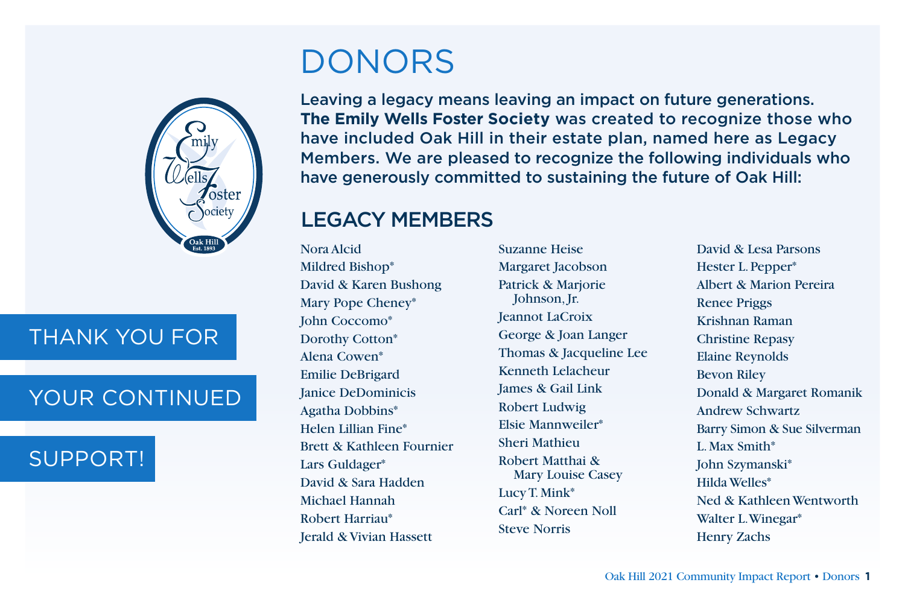# DONORS

Leaving a legacy means leaving an impact on future generations. **The Emily Wells Foster Society** was created to recognize those who have included Oak Hill in their estate plan, named here as Legacy Members. We are pleased to recognize the following individuals who have generously committed to sustaining the future of Oak Hill:

THANK YOU FOR YOUR CONTINUED SUPPORT!

## LEGACY MEMBERS

Nora Alcid
Mildred Bishop*
David & Karen Bushong
Mary Pope Cheney*
John Coccomo*
Dorothy Cotton*
Alena Cowen*
Emilie DeBrigard
Janice DeDominicis
Agatha Dobbins*
Helen Lillian Fine*
Brett & Kathleen Fournier
Lars Guldager*
David & Sara Hadden
Michael Hannah
Robert Harriau*
Jerald & Vivian Hassett
Suzanne Heise
Margaret Jacobson
Patrick & Marjorie Johnson, Jr.
Jeannot LaCroix
George & Joan Langer
Thomas & Jacqueline Lee
Kenneth Lelacheur
James & Gail Link
Robert Ludwig
Elsie Mannweiler*
Sheri Mathieu
Robert Matthai & Mary Louise Casey
Lucy T. Mink*
Carl* & Noreen Noll
Steve Norris
David & Lesa Parsons
Hester L. Pepper*
Albert & Marion Pereira
Renee Priggs
Krishnan Raman
Christine Repasy
Elaine Reynolds
Bevon Riley
Donald & Margaret Romanik
Andrew Schwartz
Barry Simon & Sue Silverman
L. Max Smith*
John Szymanski*
Hilda Welles*
Ned & Kathleen Wentworth
Walter L. Winegar*
Henry Zachs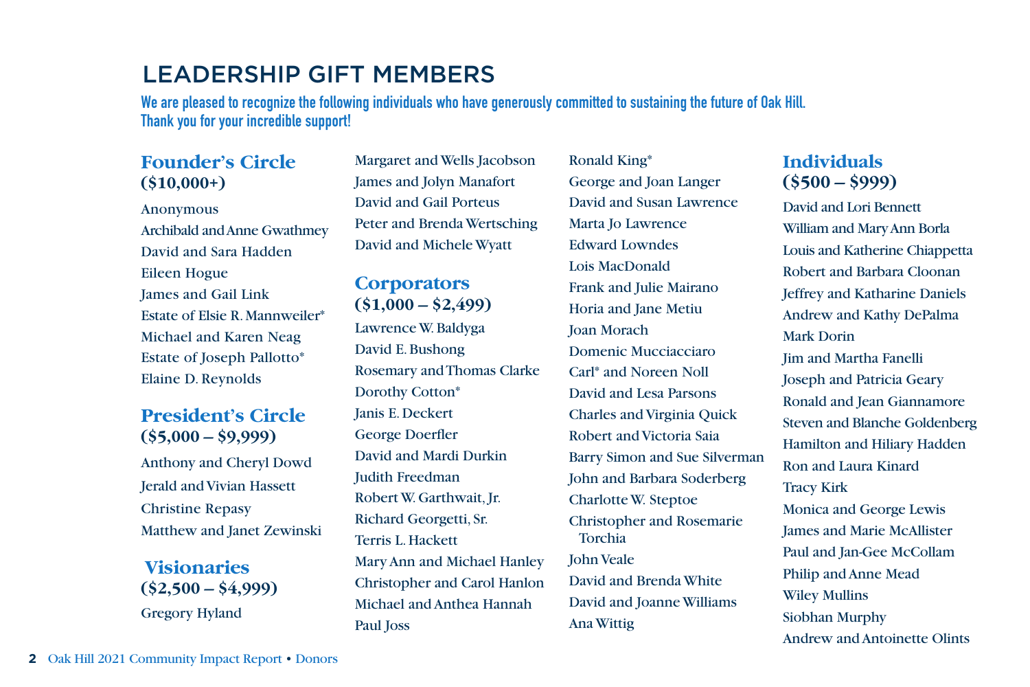# LEADERSHIP GIFT MEMBERS

**We are pleased to recognize the following individuals who have generously committed to sustaining the future of Oak Hill. Thank you for your incredible support!**

## Founder's Circle
**($10,000+)**

Anonymous
Archibald and Anne Gwathmey
David and Sara Hadden
Eileen Hogue
James and Gail Link
Estate of Elsie R. Mannweiler*
Michael and Karen Neag
Estate of Joseph Pallotto*
Elaine D. Reynolds

## President's Circle
**($5,000 – $9,999)**

Anthony and Cheryl Dowd
Jerald and Vivian Hassett
Christine Repasy
Matthew and Janet Zewinski

## Visionaries
**($2,500 – $4,999)**

Gregory Hyland
Margaret and Wells Jacobson
James and Jolyn Manafort
David and Gail Porteus
Peter and Brenda Wertsching
David and Michele Wyatt

## Corporators
**($1,000 – $2,499)**

Lawrence W. Baldyga
David E. Bushong
Rosemary and Thomas Clarke
Dorothy Cotton*
Janis E. Deckert
George Doerfler
David and Mardi Durkin
Judith Freedman
Robert W. Garthwait, Jr.
Richard Georgetti, Sr.
Terris L. Hackett
Mary Ann and Michael Hanley
Christopher and Carol Hanlon
Michael and Anthea Hannah
Paul Joss
Ronald King*
George and Joan Langer
David and Susan Lawrence
Marta Jo Lawrence
Edward Lowndes
Lois MacDonald
Frank and Julie Mairano
Horia and Jane Metiu
Joan Morach
Domenic Mucciacciaro
Carl* and Noreen Noll
David and Lesa Parsons
Charles and Virginia Quick
Robert and Victoria Saia
Barry Simon and Sue Silverman
John and Barbara Soderberg
Charlotte W. Steptoe
Christopher and Rosemarie Torchia
John Veale
David and Brenda White
David and Joanne Williams
Ana Wittig

## Individuals
**($500 – $999)**

David and Lori Bennett
William and Mary Ann Borla
Louis and Katherine Chiappetta
Robert and Barbara Cloonan
Jeffrey and Katharine Daniels
Andrew and Kathy DePalma
Mark Dorin
Jim and Martha Fanelli
Joseph and Patricia Geary
Ronald and Jean Giannamore
Steven and Blanche Goldenberg
Hamilton and Hiliary Hadden
Ron and Laura Kinard
Tracy Kirk
Monica and George Lewis
James and Marie McAllister
Paul and Jan-Gee McCollam
Philip and Anne Mead
Wiley Mullins
Siobhan Murphy
Andrew and Antoinette Olints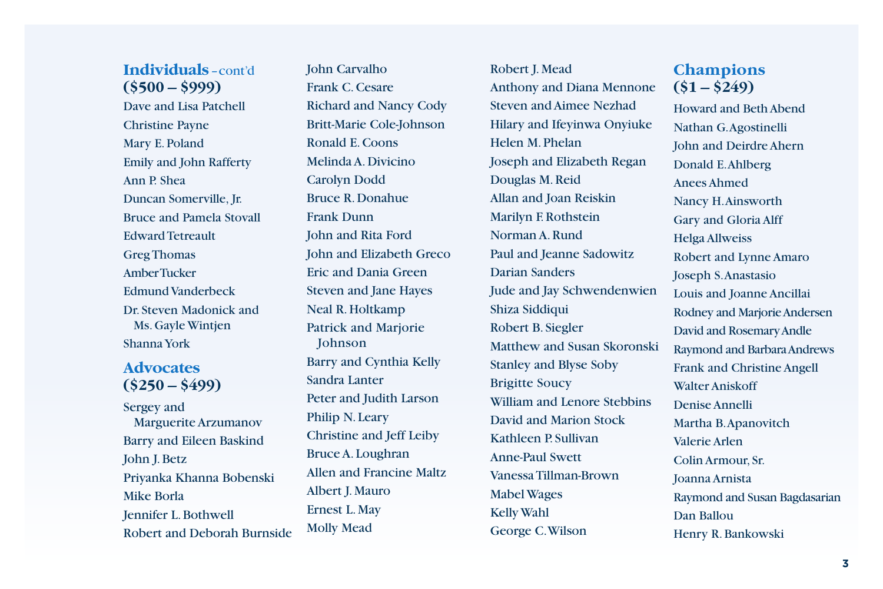## Individuals – cont'd
## ($500 – $999)

Dave and Lisa Patchell
Christine Payne
Mary E. Poland
Emily and John Rafferty
Ann P. Shea
Duncan Somerville, Jr.
Bruce and Pamela Stovall
Edward Tetreault
Greg Thomas
Amber Tucker
Edmund Vanderbeck
Dr. Steven Madonick and Ms. Gayle Wintjen
Shanna York

## Advocates
## ($250 – $499)

Sergey and Marguerite Arzumanov
Barry and Eileen Baskind
John J. Betz
Priyanka Khanna Bobenski
Mike Borla
Jennifer L. Bothwell
Robert and Deborah Burnside
John Carvalho
Frank C. Cesare
Richard and Nancy Cody
Britt-Marie Cole-Johnson
Ronald E. Coons
Melinda A. Divicino
Carolyn Dodd
Bruce R. Donahue
Frank Dunn
John and Rita Ford
John and Elizabeth Greco
Eric and Dania Green
Steven and Jane Hayes
Neal R. Holtkamp
Patrick and Marjorie Johnson
Barry and Cynthia Kelly
Sandra Lanter
Peter and Judith Larson
Philip N. Leary
Christine and Jeff Leiby
Bruce A. Loughran
Allen and Francine Maltz
Albert J. Mauro
Ernest L. May
Molly Mead
Robert J. Mead
Anthony and Diana Mennone
Steven and Aimee Nezhad
Hilary and Ifeyinwa Onyiuke
Helen M. Phelan
Joseph and Elizabeth Regan
Douglas M. Reid
Allan and Joan Reiskin
Marilyn F. Rothstein
Norman A. Rund
Paul and Jeanne Sadowitz
Darian Sanders
Jude and Jay Schwendenwien
Shiza Siddiqui
Robert B. Siegler
Matthew and Susan Skoronski
Stanley and Blyse Soby
Brigitte Soucy
William and Lenore Stebbins
David and Marion Stock
Kathleen P. Sullivan
Anne-Paul Swett
Vanessa Tillman-Brown
Mabel Wages
Kelly Wahl
George C. Wilson

## Champions
## ($1 – $249)

Howard and Beth Abend
Nathan G. Agostinelli
John and Deirdre Ahern
Donald E. Ahlberg
Anees Ahmed
Nancy H. Ainsworth
Gary and Gloria Alff
Helga Allweiss
Robert and Lynne Amaro
Joseph S. Anastasio
Louis and Joanne Ancillai
Rodney and Marjorie Andersen
David and Rosemary Andle
Raymond and Barbara Andrews
Frank and Christine Angell
Walter Aniskoff
Denise Annelli
Martha B. Apanovitch
Valerie Arlen
Colin Armour, Sr.
Joanna Arnista
Raymond and Susan Bagdasarian
Dan Ballou
Henry R. Bankowski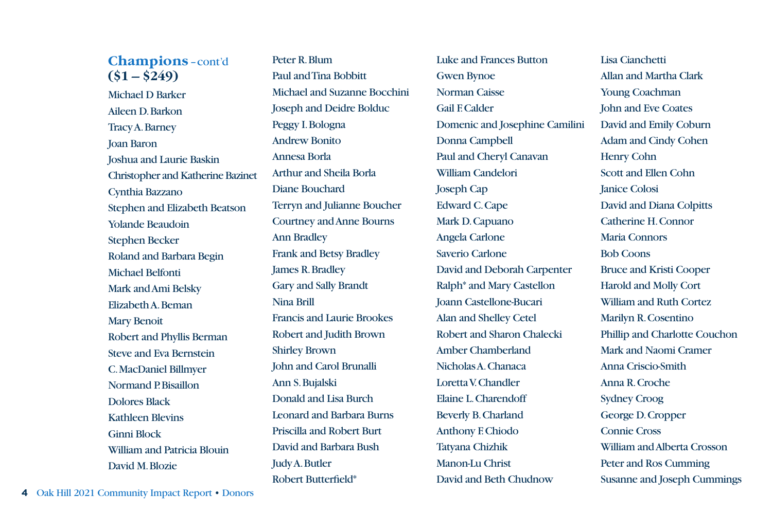## Champions – cont'd
## ($1 – $249)

Michael D Barker
Aileen D. Barkon
Tracy A. Barney
Joan Baron
Joshua and Laurie Baskin
Christopher and Katherine Bazinet
Cynthia Bazzano
Stephen and Elizabeth Beatson
Yolande Beaudoin
Stephen Becker
Roland and Barbara Begin
Michael Belfonti
Mark and Ami Belsky
Elizabeth A. Beman
Mary Benoit
Robert and Phyllis Berman
Steve and Eva Bernstein
C. MacDaniel Billmyer
Normand P. Bisaillon
Dolores Black
Kathleen Blevins
Ginni Block
William and Patricia Blouin
David M. Blozie
Peter R. Blum
Paul and Tina Bobbitt
Michael and Suzanne Bocchini
Joseph and Deidre Bolduc
Peggy I. Bologna
Andrew Bonito
Annesa Borla
Arthur and Sheila Borla
Diane Bouchard
Terryn and Julianne Boucher
Courtney and Anne Bourns
Ann Bradley
Frank and Betsy Bradley
James R. Bradley
Gary and Sally Brandt
Nina Brill
Francis and Laurie Brookes
Robert and Judith Brown
Shirley Brown
John and Carol Brunalli
Ann S. Bujalski
Donald and Lisa Burch
Leonard and Barbara Burns
Priscilla and Robert Burt
David and Barbara Bush
Judy A. Butler
Robert Butterfield*
Luke and Frances Button
Gwen Bynoe
Norman Caisse
Gail F. Calder
Domenic and Josephine Camilini
Donna Campbell
Paul and Cheryl Canavan
William Candelori
Joseph Cap
Edward C. Cape
Mark D. Capuano
Angela Carlone
Saverio Carlone
David and Deborah Carpenter
Ralph* and Mary Castellon
Joann Castellone-Bucari
Alan and Shelley Cetel
Robert and Sharon Chalecki
Amber Chamberland
Nicholas A. Chanaca
Loretta V. Chandler
Elaine L. Charendoff
Beverly B. Charland
Anthony F. Chiodo
Tatyana Chizhik
Manon-Lu Christ
David and Beth Chudnow
Lisa Cianchetti
Allan and Martha Clark
Young Coachman
John and Eve Coates
David and Emily Coburn
Adam and Cindy Cohen
Henry Cohn
Scott and Ellen Cohn
Janice Colosi
David and Diana Colpitts
Catherine H. Connor
Maria Connors
Bob Coons
Bruce and Kristi Cooper
Harold and Molly Cort
William and Ruth Cortez
Marilyn R. Cosentino
Phillip and Charlotte Couchon
Mark and Naomi Cramer
Anna Criscio-Smith
Anna R. Croche
Sydney Croog
George D. Cropper
Connie Cross
William and Alberta Crosson
Peter and Ros Cumming
Susanne and Joseph Cummings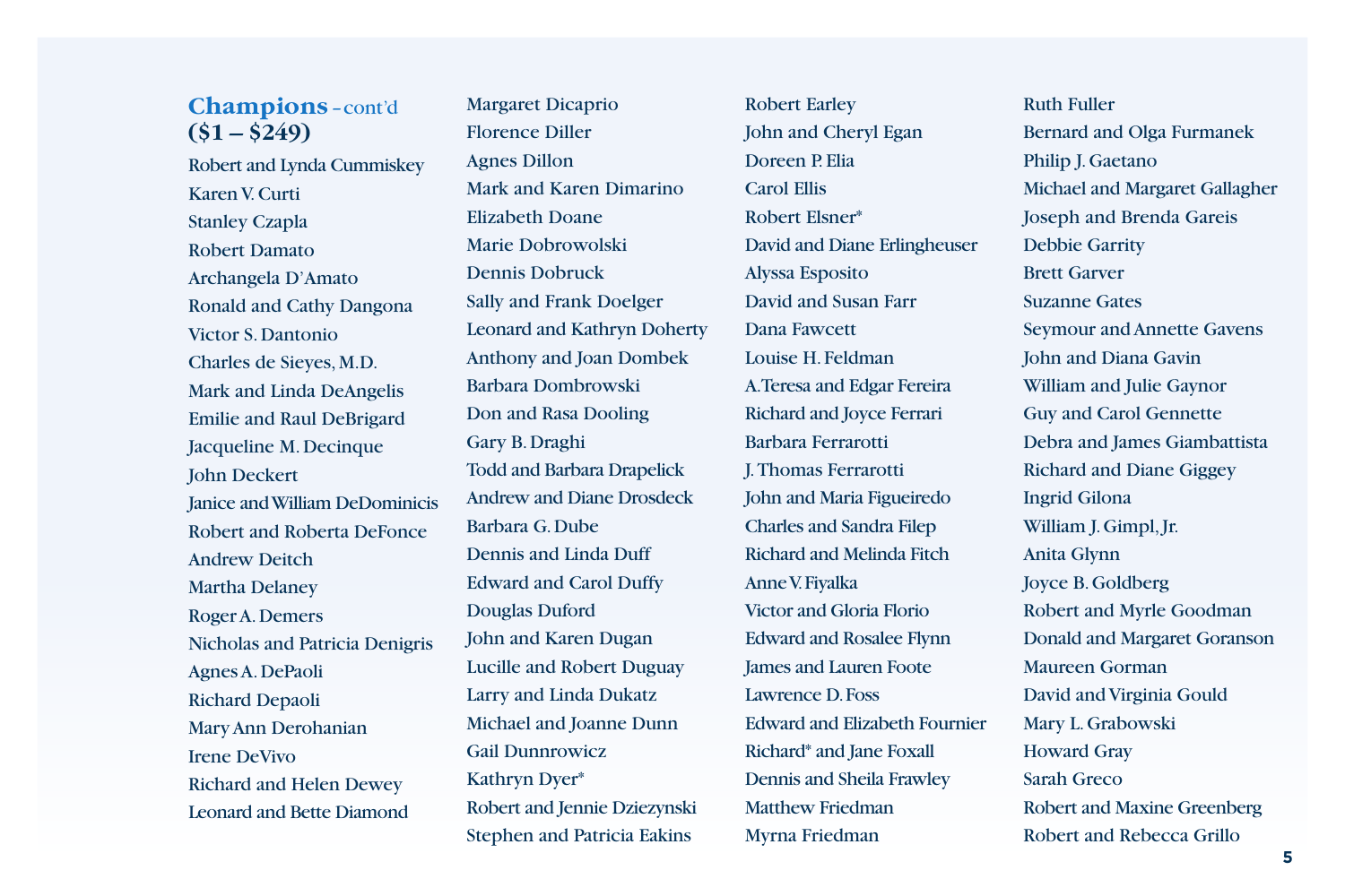## **Champions** – cont'd
### ($1 – $249)

Robert and Lynda Cummiskey
Karen V. Curti
Stanley Czapla
Robert Damato
Archangela D'Amato
Ronald and Cathy Dangona
Victor S. Dantonio
Charles de Sieyes, M.D.
Mark and Linda DeAngelis
Emilie and Raul DeBrigard
Jacqueline M. Decinque
John Deckert
Janice and William DeDominicis
Robert and Roberta DeFonce
Andrew Deitch
Martha Delaney
Roger A. Demers
Nicholas and Patricia Denigris
Agnes A. DePaoli
Richard Depaoli
Mary Ann Derohanian
Irene DeVivo
Richard and Helen Dewey
Leonard and Bette Diamond
Margaret Dicaprio
Florence Diller
Agnes Dillon
Mark and Karen Dimarino
Elizabeth Doane
Marie Dobrowolski
Dennis Dobruck
Sally and Frank Doelger
Leonard and Kathryn Doherty
Anthony and Joan Dombek
Barbara Dombrowski
Don and Rasa Dooling
Gary B. Draghi
Todd and Barbara Drapelick
Andrew and Diane Drosdeck
Barbara G. Dube
Dennis and Linda Duff
Edward and Carol Duffy
Douglas Duford
John and Karen Dugan
Lucille and Robert Duguay
Larry and Linda Dukatz
Michael and Joanne Dunn
Gail Dunnrowicz
Kathryn Dyer*
Robert and Jennie Dziezynski
Stephen and Patricia Eakins
Robert Earley
John and Cheryl Egan
Doreen P. Elia
Carol Ellis
Robert Elsner*
David and Diane Erlingheuser
Alyssa Esposito
David and Susan Farr
Dana Fawcett
Louise H. Feldman
A. Teresa and Edgar Fereira
Richard and Joyce Ferrari
Barbara Ferrarotti
J. Thomas Ferrarotti
John and Maria Figueiredo
Charles and Sandra Filep
Richard and Melinda Fitch
Anne V. Fiyalka
Victor and Gloria Florio
Edward and Rosalee Flynn
James and Lauren Foote
Lawrence D. Foss
Edward and Elizabeth Fournier
Richard* and Jane Foxall
Dennis and Sheila Frawley
Matthew Friedman
Myrna Friedman
Ruth Fuller
Bernard and Olga Furmanek
Philip J. Gaetano
Michael and Margaret Gallagher
Joseph and Brenda Gareis
Debbie Garrity
Brett Garver
Suzanne Gates
Seymour and Annette Gavens
John and Diana Gavin
William and Julie Gaynor
Guy and Carol Gennette
Debra and James Giambattista
Richard and Diane Giggey
Ingrid Gilona
William J. Gimpl, Jr.
Anita Glynn
Joyce B. Goldberg
Robert and Myrle Goodman
Donald and Margaret Goranson
Maureen Gorman
David and Virginia Gould
Mary L. Grabowski
Howard Gray
Sarah Greco
Robert and Maxine Greenberg
Robert and Rebecca Grillo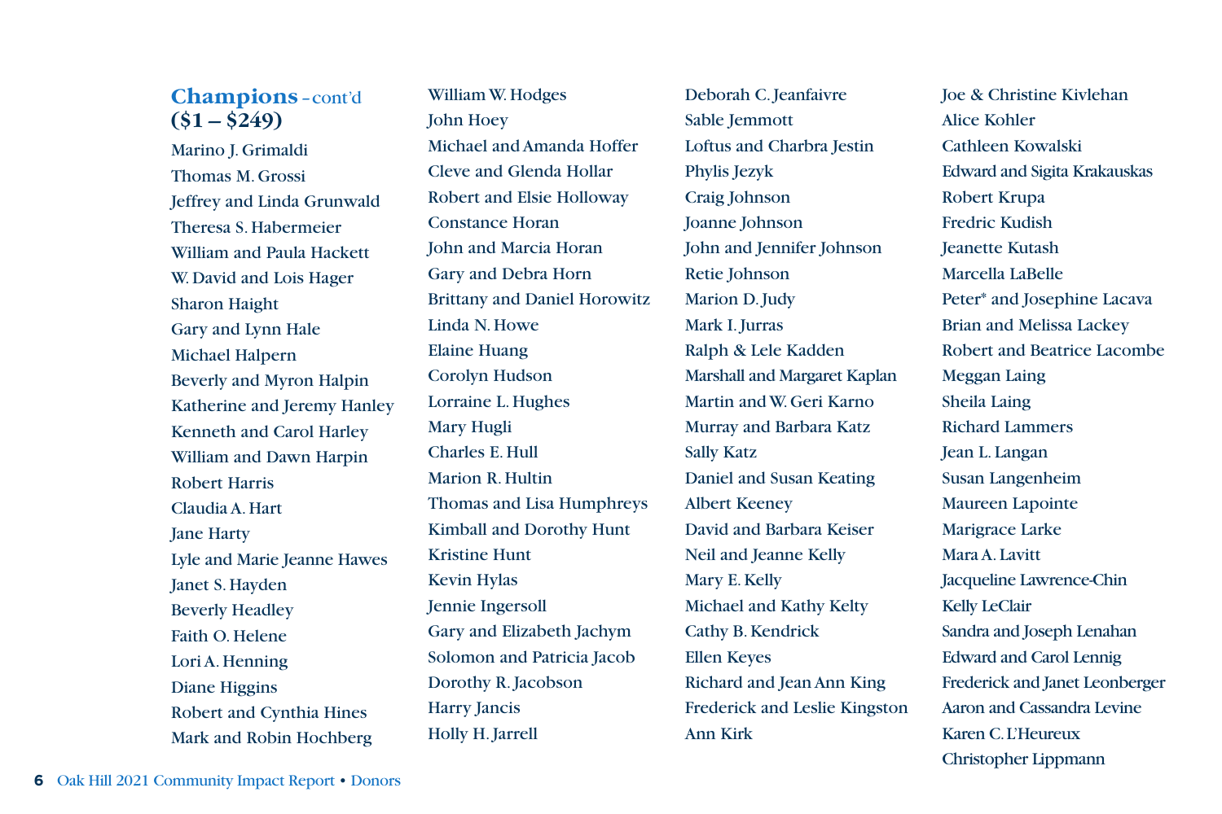## Champions – cont'd
**($1 – $249)**

Marino J. Grimaldi
Thomas M. Grossi
Jeffrey and Linda Grunwald
Theresa S. Habermeier
William and Paula Hackett
W. David and Lois Hager
Sharon Haight
Gary and Lynn Hale
Michael Halpern
Beverly and Myron Halpin
Katherine and Jeremy Hanley
Kenneth and Carol Harley
William and Dawn Harpin
Robert Harris
Claudia A. Hart
Jane Harty
Lyle and Marie Jeanne Hawes
Janet S. Hayden
Beverly Headley
Faith O. Helene
Lori A. Henning
Diane Higgins
Robert and Cynthia Hines
Mark and Robin Hochberg
William W. Hodges
John Hoey
Michael and Amanda Hoffer
Cleve and Glenda Hollar
Robert and Elsie Holloway
Constance Horan
John and Marcia Horan
Gary and Debra Horn
Brittany and Daniel Horowitz
Linda N. Howe
Elaine Huang
Corolyn Hudson
Lorraine L. Hughes
Mary Hugli
Charles E. Hull
Marion R. Hultin
Thomas and Lisa Humphreys
Kimball and Dorothy Hunt
Kristine Hunt
Kevin Hylas
Jennie Ingersoll
Gary and Elizabeth Jachym
Solomon and Patricia Jacob
Dorothy R. Jacobson
Harry Jancis
Holly H. Jarrell
Deborah C. Jeanfaivre
Sable Jemmott
Loftus and Charbra Jestin
Phylis Jezyk
Craig Johnson
Joanne Johnson
John and Jennifer Johnson
Retie Johnson
Marion D. Judy
Mark I. Jurras
Ralph & Lele Kadden
Marshall and Margaret Kaplan
Martin and W. Geri Karno
Murray and Barbara Katz
Sally Katz
Daniel and Susan Keating
Albert Keeney
David and Barbara Keiser
Neil and Jeanne Kelly
Mary E. Kelly
Michael and Kathy Kelty
Cathy B. Kendrick
Ellen Keyes
Richard and Jean Ann King
Frederick and Leslie Kingston
Ann Kirk
Joe & Christine Kivlehan
Alice Kohler
Cathleen Kowalski
Edward and Sigita Krakauskas
Robert Krupa
Fredric Kudish
Jeanette Kutash
Marcella LaBelle
Peter* and Josephine Lacava
Brian and Melissa Lackey
Robert and Beatrice Lacombe
Meggan Laing
Sheila Laing
Richard Lammers
Jean L. Langan
Susan Langenheim
Maureen Lapointe
Marigrace Larke
Mara A. Lavitt
Jacqueline Lawrence-Chin
Kelly LeClair
Sandra and Joseph Lenahan
Edward and Carol Lennig
Frederick and Janet Leonberger
Aaron and Cassandra Levine
Karen C. L'Heureux
Christopher Lippmann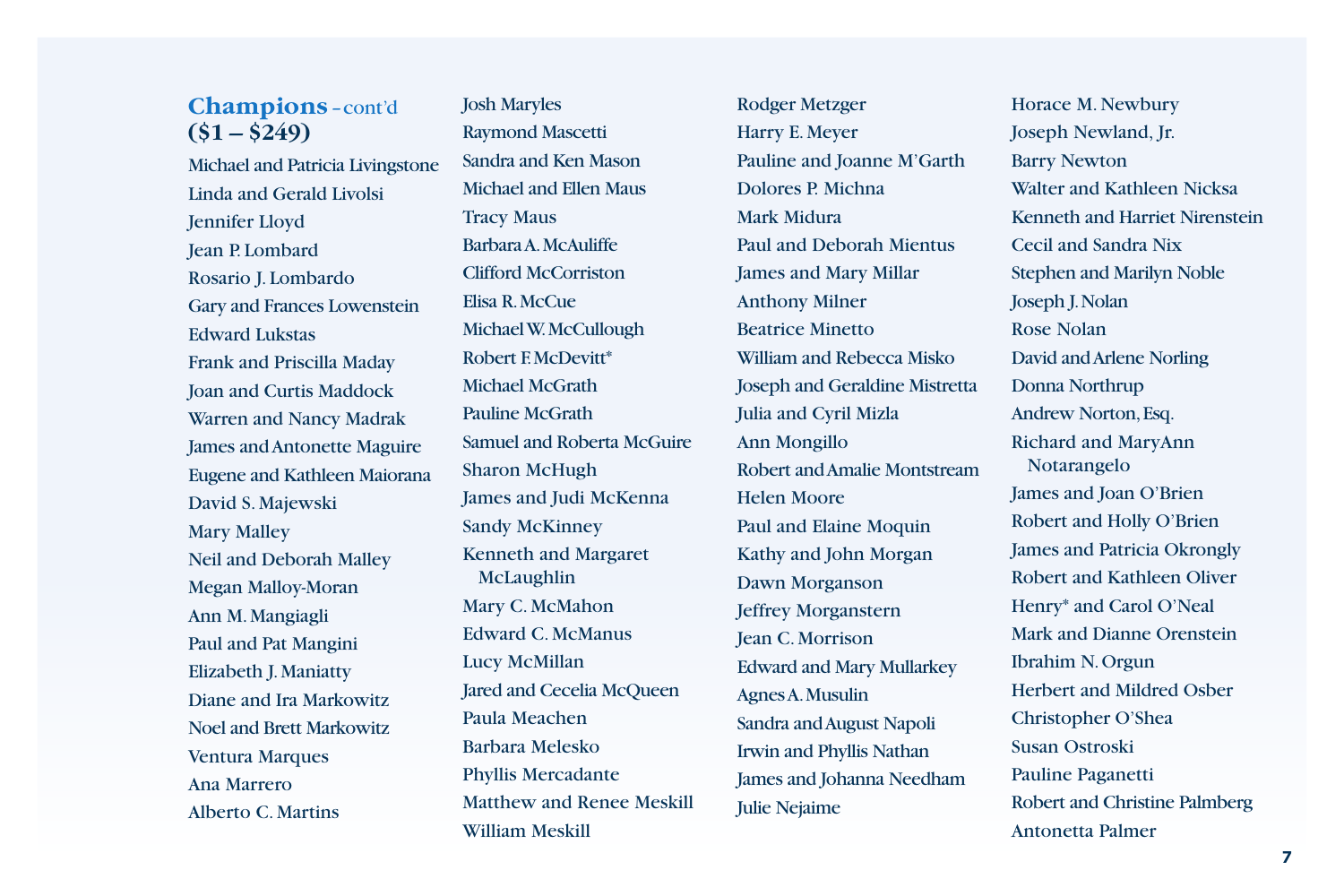## Champions – cont'd
**($1 – $249)**

Michael and Patricia Livingstone
Linda and Gerald Livolsi
Jennifer Lloyd
Jean P. Lombard
Rosario J. Lombardo
Gary and Frances Lowenstein
Edward Lukstas
Frank and Priscilla Maday
Joan and Curtis Maddock
Warren and Nancy Madrak
James and Antonette Maguire
Eugene and Kathleen Maiorana
David S. Majewski
Mary Malley
Neil and Deborah Malley
Megan Malloy-Moran
Ann M. Mangiagli
Paul and Pat Mangini
Elizabeth J. Maniatty
Diane and Ira Markowitz
Noel and Brett Markowitz
Ventura Marques
Ana Marrero
Alberto C. Martins
Josh Maryles
Raymond Mascetti
Sandra and Ken Mason
Michael and Ellen Maus
Tracy Maus
Barbara A. McAuliffe
Clifford McCorriston
Elisa R. McCue
Michael W. McCullough
Robert F. McDevitt*
Michael McGrath
Pauline McGrath
Samuel and Roberta McGuire
Sharon McHugh
James and Judi McKenna
Sandy McKinney
Kenneth and Margaret McLaughlin
Mary C. McMahon
Edward C. McManus
Lucy McMillan
Jared and Cecelia McQueen
Paula Meachen
Barbara Melesko
Phyllis Mercadante
Matthew and Renee Meskill
William Meskill
Rodger Metzger
Harry E. Meyer
Pauline and Joanne M'Garth
Dolores P. Michna
Mark Midura
Paul and Deborah Mientus
James and Mary Millar
Anthony Milner
Beatrice Minetto
William and Rebecca Misko
Joseph and Geraldine Mistretta
Julia and Cyril Mizla
Ann Mongillo
Robert and Amalie Montstream
Helen Moore
Paul and Elaine Moquin
Kathy and John Morgan
Dawn Morganson
Jeffrey Morganstern
Jean C. Morrison
Edward and Mary Mullarkey
Agnes A. Musulin
Sandra and August Napoli
Irwin and Phyllis Nathan
James and Johanna Needham
Julie Nejaime
Horace M. Newbury
Joseph Newland, Jr.
Barry Newton
Walter and Kathleen Nicksa
Kenneth and Harriet Nirenstein
Cecil and Sandra Nix
Stephen and Marilyn Noble
Joseph J. Nolan
Rose Nolan
David and Arlene Norling
Donna Northrup
Andrew Norton, Esq.
Richard and MaryAnn Notarangelo
James and Joan O'Brien
Robert and Holly O'Brien
James and Patricia Okrongly
Robert and Kathleen Oliver
Henry* and Carol O'Neal
Mark and Dianne Orenstein
Ibrahim N. Orgun
Herbert and Mildred Osber
Christopher O'Shea
Susan Ostroski
Pauline Paganetti
Robert and Christine Palmberg
Antonetta Palmer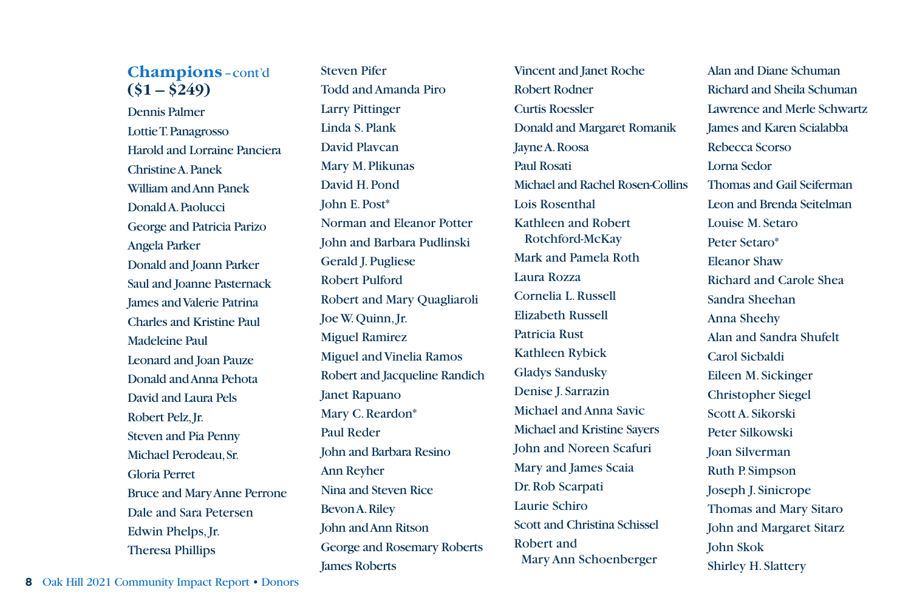## Champions – cont'd
## ($1 – $249)

Dennis Palmer
Lottie T. Panagrosso
Harold and Lorraine Panciera
Christine A. Panek
William and Ann Panek
Donald A. Paolucci
George and Patricia Parizo
Angela Parker
Donald and Joann Parker
Saul and Joanne Pasternack
James and Valerie Patrina
Charles and Kristine Paul
Madeleine Paul
Leonard and Joan Pauze
Donald and Anna Pehota
David and Laura Pels
Robert Pelz, Jr.
Steven and Pia Penny
Michael Perodeau, Sr.
Gloria Perret
Bruce and Mary Anne Perrone
Dale and Sara Petersen
Edwin Phelps, Jr.
Theresa Phillips
Steven Pifer
Todd and Amanda Piro
Larry Pittinger
Linda S. Plank
David Plavcan
Mary M. Plikunas
David H. Pond
John E. Post*
Norman and Eleanor Potter
John and Barbara Pudlinski
Gerald J. Pugliese
Robert Pulford
Robert and Mary Quagliaroli
Joe W. Quinn, Jr.
Miguel Ramirez
Miguel and Vinelia Ramos
Robert and Jacqueline Randich
Janet Rapuano
Mary C. Reardon*
Paul Reder
John and Barbara Resino
Ann Reyher
Nina and Steven Rice
Bevon A. Riley
John and Ann Ritson
George and Rosemary Roberts
James Roberts
Vincent and Janet Roche
Robert Rodner
Curtis Roessler
Donald and Margaret Romanik
Jayne A. Roosa
Paul Rosati
Michael and Rachel Rosen-Collins
Lois Rosenthal
Kathleen and Robert Rotchford-McKay
Mark and Pamela Roth
Laura Rozza
Cornelia L. Russell
Elizabeth Russell
Patricia Rust
Kathleen Rybick
Gladys Sandusky
Denise J. Sarrazin
Michael and Anna Savic
Michael and Kristine Sayers
John and Noreen Scafuri
Mary and James Scaia
Dr. Rob Scarpati
Laurie Schiro
Scott and Christina Schissel
Robert and Mary Ann Schoenberger
Alan and Diane Schuman
Richard and Sheila Schuman
Lawrence and Merle Schwartz
James and Karen Scialabba
Rebecca Scorso
Lorna Sedor
Thomas and Gail Seiferman
Leon and Brenda Seitelman
Louise M. Setaro
Peter Setaro*
Eleanor Shaw
Richard and Carole Shea
Sandra Sheehan
Anna Sheehy
Alan and Sandra Shufelt
Carol Sicbaldi
Eileen M. Sickinger
Christopher Siegel
Scott A. Sikorski
Peter Silkowski
Joan Silverman
Ruth P. Simpson
Joseph J. Sinicrope
Thomas and Mary Sitaro
John and Margaret Sitarz
John Skok
Shirley H. Slattery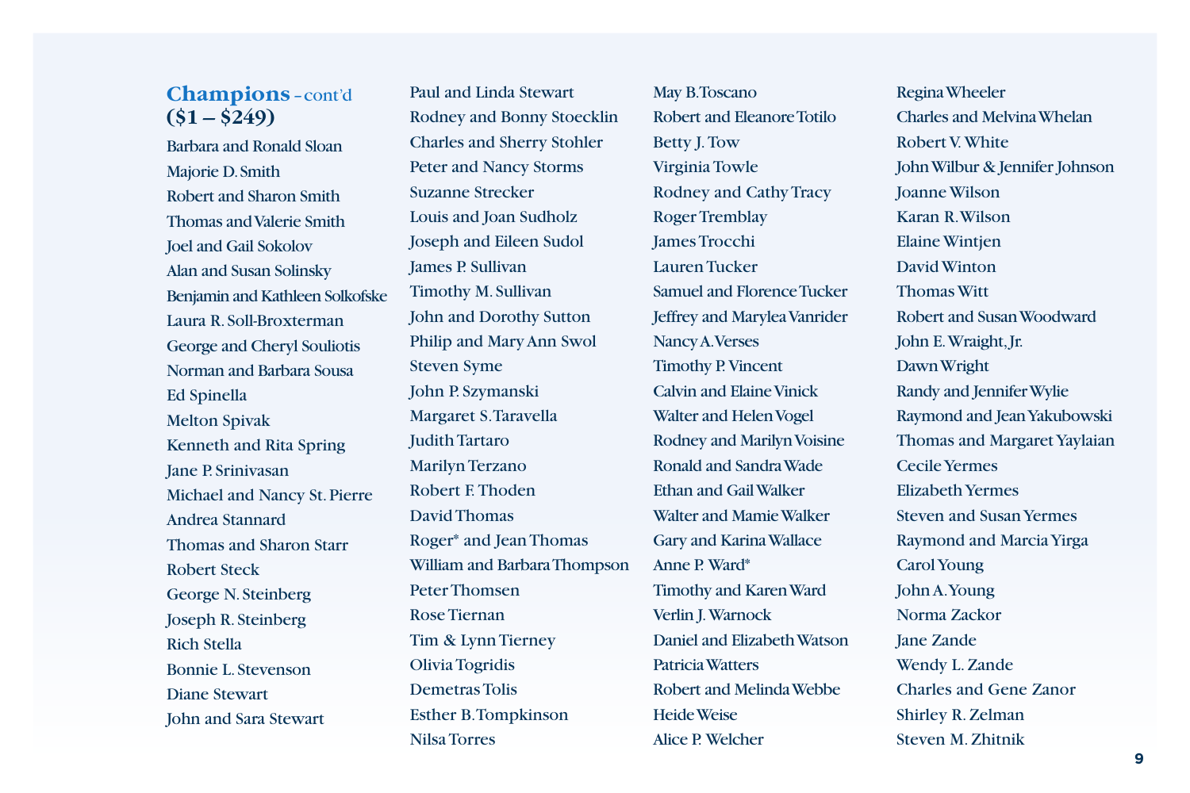## Champions – cont'd
### ($1 – $249)

Barbara and Ronald Sloan
Majorie D. Smith
Robert and Sharon Smith
Thomas and Valerie Smith
Joel and Gail Sokolov
Alan and Susan Solinsky
Benjamin and Kathleen Solkofske
Laura R. Soll-Broxterman
George and Cheryl Souliotis
Norman and Barbara Sousa
Ed Spinella
Melton Spivak
Kenneth and Rita Spring
Jane P. Srinivasan
Michael and Nancy St. Pierre
Andrea Stannard
Thomas and Sharon Starr
Robert Steck
George N. Steinberg
Joseph R. Steinberg
Rich Stella
Bonnie L. Stevenson
Diane Stewart
John and Sara Stewart
Paul and Linda Stewart
Rodney and Bonny Stoecklin
Charles and Sherry Stohler
Peter and Nancy Storms
Suzanne Strecker
Louis and Joan Sudholz
Joseph and Eileen Sudol
James P. Sullivan
Timothy M. Sullivan
John and Dorothy Sutton
Philip and Mary Ann Swol
Steven Syme
John P. Szymanski
Margaret S. Taravella
Judith Tartaro
Marilyn Terzano
Robert F. Thoden
David Thomas
Roger* and Jean Thomas
William and Barbara Thompson
Peter Thomsen
Rose Tiernan
Tim & Lynn Tierney
Olivia Togridis
Demetras Tolis
Esther B. Tompkinson
Nilsa Torres
May B. Toscano
Robert and Eleanore Totilo
Betty J. Tow
Virginia Towle
Rodney and Cathy Tracy
Roger Tremblay
James Trocchi
Lauren Tucker
Samuel and Florence Tucker
Jeffrey and Marylea Vanrider
Nancy A. Verses
Timothy P. Vincent
Calvin and Elaine Vinick
Walter and Helen Vogel
Rodney and Marilyn Voisine
Ronald and Sandra Wade
Ethan and Gail Walker
Walter and Mamie Walker
Gary and Karina Wallace
Anne P. Ward*
Timothy and Karen Ward
Verlin J. Warnock
Daniel and Elizabeth Watson
Patricia Watters
Robert and Melinda Webbe
Heide Weise
Alice P. Welcher
Regina Wheeler
Charles and Melvina Whelan
Robert V. White
John Wilbur & Jennifer Johnson
Joanne Wilson
Karan R. Wilson
Elaine Wintjen
David Winton
Thomas Witt
Robert and Susan Woodward
John E. Wraight, Jr.
Dawn Wright
Randy and Jennifer Wylie
Raymond and Jean Yakubowski
Thomas and Margaret Yaylaian
Cecile Yermes
Elizabeth Yermes
Steven and Susan Yermes
Raymond and Marcia Yirga
Carol Young
John A. Young
Norma Zackor
Jane Zande
Wendy L. Zande
Charles and Gene Zanor
Shirley R. Zelman
Steven M. Zhitnik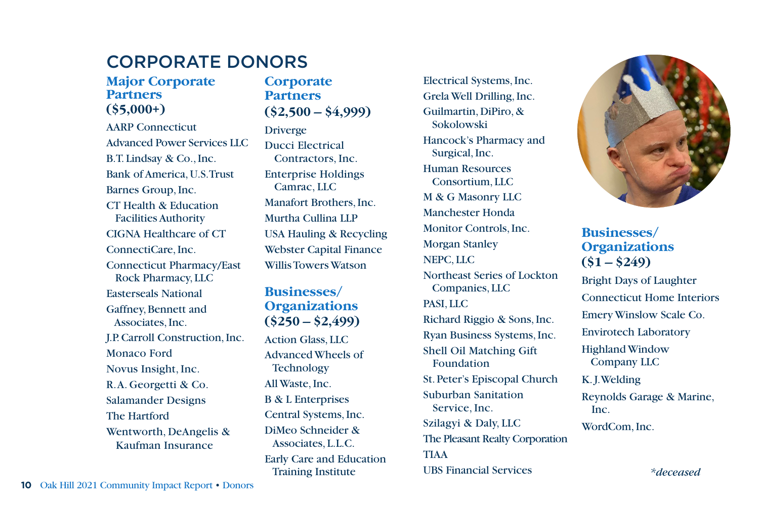# CORPORATE DONORS

### Major Corporate Partners ($5,000+)

AARP Connecticut
Advanced Power Services LLC
B.T. Lindsay & Co., Inc.
Bank of America, U.S. Trust
Barnes Group, Inc.
CT Health & Education Facilities Authority
CIGNA Healthcare of CT
ConnectiCare, Inc.
Connecticut Pharmacy/East Rock Pharmacy, LLC
Easterseals National
Gaffney, Bennett and Associates, Inc.
J.P. Carroll Construction, Inc.
Monaco Ford
Novus Insight, Inc.
R.A. Georgetti & Co.
Salamander Designs
The Hartford
Wentworth, DeAngelis & Kaufman Insurance

### Corporate Partners ($2,500 – $4,999)

Driverge
Ducci Electrical Contractors, Inc.
Enterprise Holdings Camrac, LLC
Manafort Brothers, Inc.
Murtha Cullina LLP
USA Hauling & Recycling
Webster Capital Finance
Willis Towers Watson

### Businesses/ Organizations ($250 – $2,499)

Action Glass, LLC
Advanced Wheels of Technology
All Waste, Inc.
B & L Enterprises
Central Systems, Inc.
DiMeo Schneider & Associates, L.L.C.
Early Care and Education Training Institute
Electrical Systems, Inc.
Grela Well Drilling, Inc.
Guilmartin, DiPiro, & Sokolowski
Hancock's Pharmacy and Surgical, Inc.
Human Resources Consortium, LLC
M & G Masonry LLC
Manchester Honda
Monitor Controls, Inc.
Morgan Stanley
NEPC, LLC
Northeast Series of Lockton Companies, LLC
PASI, LLC
Richard Riggio & Sons, Inc.
Ryan Business Systems, Inc.
Shell Oil Matching Gift Foundation
St. Peter's Episcopal Church
Suburban Sanitation Service, Inc.
Szilagyi & Daly, LLC
The Pleasant Realty Corporation
TIAA
UBS Financial Services

### Businesses/ Organizations ($1 – $249)

Bright Days of Laughter
Connecticut Home Interiors
Emery Winslow Scale Co.
Envirotech Laboratory
Highland Window Company LLC
K. J. Welding
Reynolds Garage & Marine, Inc.
WordCom, Inc.

*\*deceased*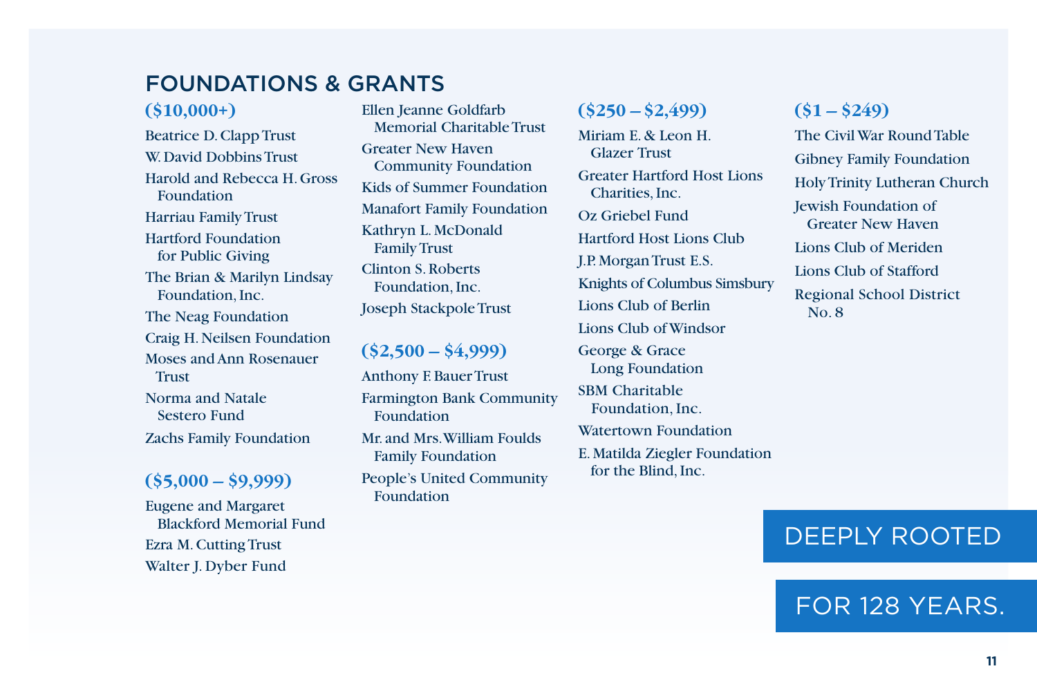## FOUNDATIONS & GRANTS

### ($10,000+)

Beatrice D. Clapp Trust

W. David Dobbins Trust

Harold and Rebecca H. Gross Foundation

Harriau Family Trust

Hartford Foundation for Public Giving

The Brian & Marilyn Lindsay Foundation, Inc.

The Neag Foundation

Craig H. Neilsen Foundation

Moses and Ann Rosenauer Trust

Norma and Natale Sestero Fund

Zachs Family Foundation

### ($5,000 – $9,999)

Eugene and Margaret Blackford Memorial Fund

Ezra M. Cutting Trust

Walter J. Dyber Fund

Ellen Jeanne Goldfarb Memorial Charitable Trust

Greater New Haven Community Foundation

Kids of Summer Foundation

Manafort Family Foundation

Kathryn L. McDonald Family Trust

Clinton S. Roberts Foundation, Inc.

Joseph Stackpole Trust

### ($2,500 – $4,999)

Anthony F. Bauer Trust

Farmington Bank Community Foundation

Mr. and Mrs. William Foulds Family Foundation

People's United Community Foundation

### ($250 – $2,499)

Miriam E. & Leon H. Glazer Trust

Greater Hartford Host Lions Charities, Inc.

Oz Griebel Fund

Hartford Host Lions Club

J.P. Morgan Trust E.S.

Knights of Columbus Simsbury

Lions Club of Berlin

Lions Club of Windsor

George & Grace Long Foundation

SBM Charitable Foundation, Inc.

Watertown Foundation

E. Matilda Ziegler Foundation for the Blind, Inc.

### ($1 – $249)

The Civil War Round Table

Gibney Family Foundation

Holy Trinity Lutheran Church

Jewish Foundation of Greater New Haven

Lions Club of Meriden

Lions Club of Stafford

Regional School District No. 8

DEEPLY ROOTED

FOR 128 YEARS.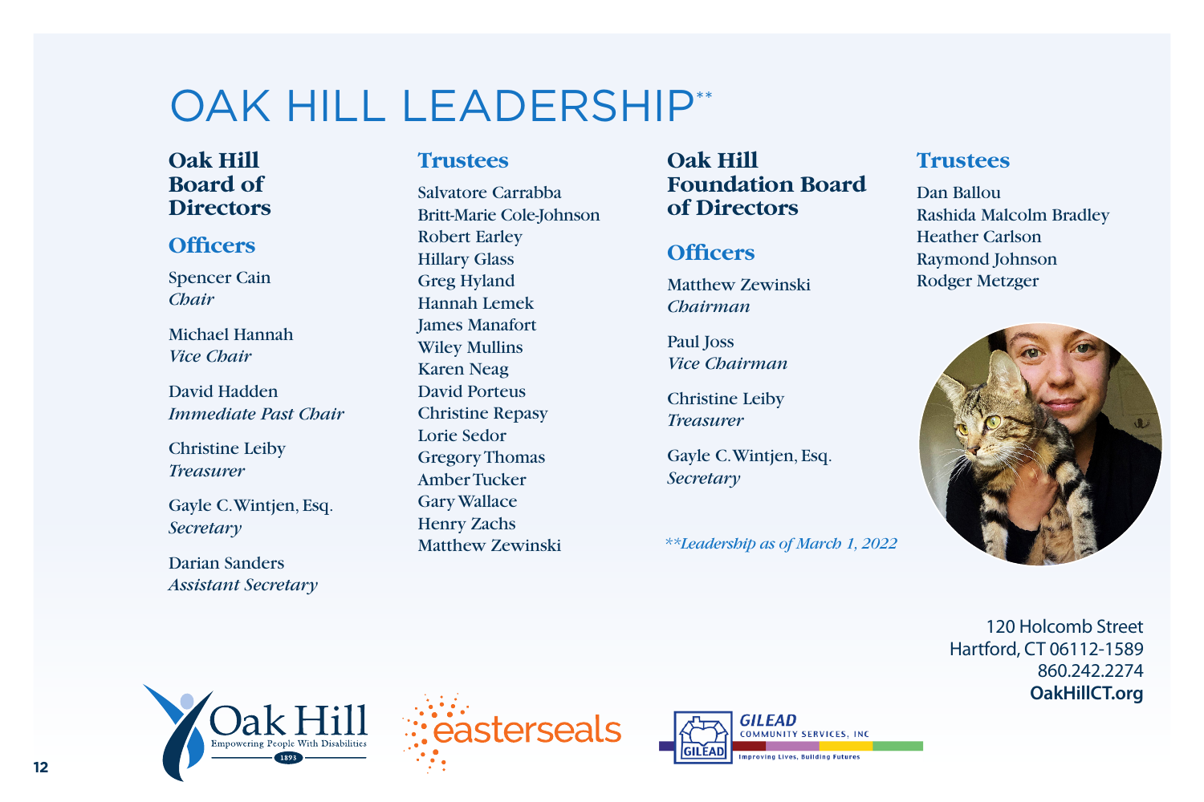# OAK HILL LEADERSHIP**

## Oak Hill Board of Directors

### Officers

Spencer Cain
*Chair*

Michael Hannah
*Vice Chair*

David Hadden
*Immediate Past Chair*

Christine Leiby
*Treasurer*

Gayle C. Wintjen, Esq.
*Secretary*

Darian Sanders
*Assistant Secretary*

### Trustees

Salvatore Carrabba
Britt-Marie Cole-Johnson
Robert Earley
Hillary Glass
Greg Hyland
Hannah Lemek
James Manafort
Wiley Mullins
Karen Neag
David Porteus
Christine Repasy
Lorie Sedor
Gregory Thomas
Amber Tucker
Gary Wallace
Henry Zachs
Matthew Zewinski

## Oak Hill Foundation Board of Directors

### Officers

Matthew Zewinski
*Chairman*

Paul Joss
*Vice Chairman*

Christine Leiby
*Treasurer*

Gayle C. Wintjen, Esq.
*Secretary*

*\*\*Leadership as of March 1, 2022*

### Trustees

Dan Ballou
Rashida Malcolm Bradley
Heather Carlson
Raymond Johnson
Rodger Metzger

120 Holcomb Street
Hartford, CT 06112-1589
860.242.2274
**OakHillCT.org**

Oak Hill — Empowering People With Disabilities — 1893

easterseals

GILEAD COMMUNITY SERVICES, INC — Improving Lives, Building Futures